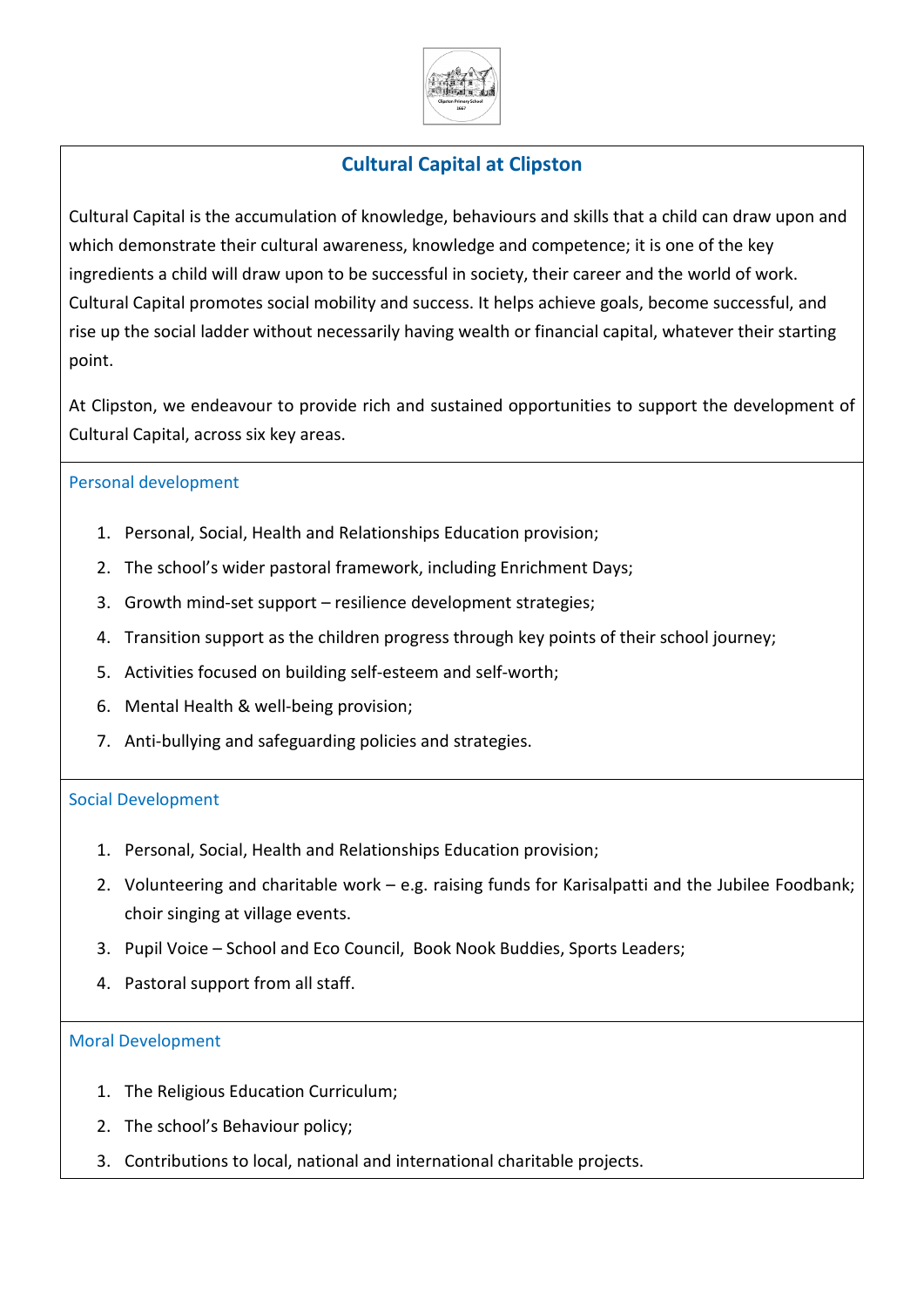# Cultural Capital at Clipston

Cultural Capital is the accumulation of knowledge, behaviours and skills that a child can draw upon and which demonstrate their cultural awareness, knowledge and competence; it is one of the key ingredients a child will draw upon to be successful in society, their career and the world of work. Cultural Capital promotes social mobility and success. It helps achieve goals, become successful, and rise up the social ladder without necessarily having wealth or financial capital, whatever their starting point.

At Clipston, we endeavour to provide rich and sustained opportunities to support the development of Cultural Capital, across six key areas.

## Personal development

1. Personal, Social, Health and Relationships Education provision;
2. The school's wider pastoral framework, including Enrichment Days;
3. Growth mind-set support – resilience development strategies;
4. Transition support as the children progress through key points of their school journey;
5. Activities focused on building self-esteem and self-worth;
6. Mental Health & well-being provision;
7. Anti-bullying and safeguarding policies and strategies.

## Social Development

1. Personal, Social, Health and Relationships Education provision;
2. Volunteering and charitable work – e.g. raising funds for Karisalpatti and the Jubilee Foodbank; choir singing at village events.
3. Pupil Voice – School and Eco Council, Book Nook Buddies, Sports Leaders;
4. Pastoral support from all staff.

## Moral Development

1. The Religious Education Curriculum;
2. The school's Behaviour policy;
3. Contributions to local, national and international charitable projects.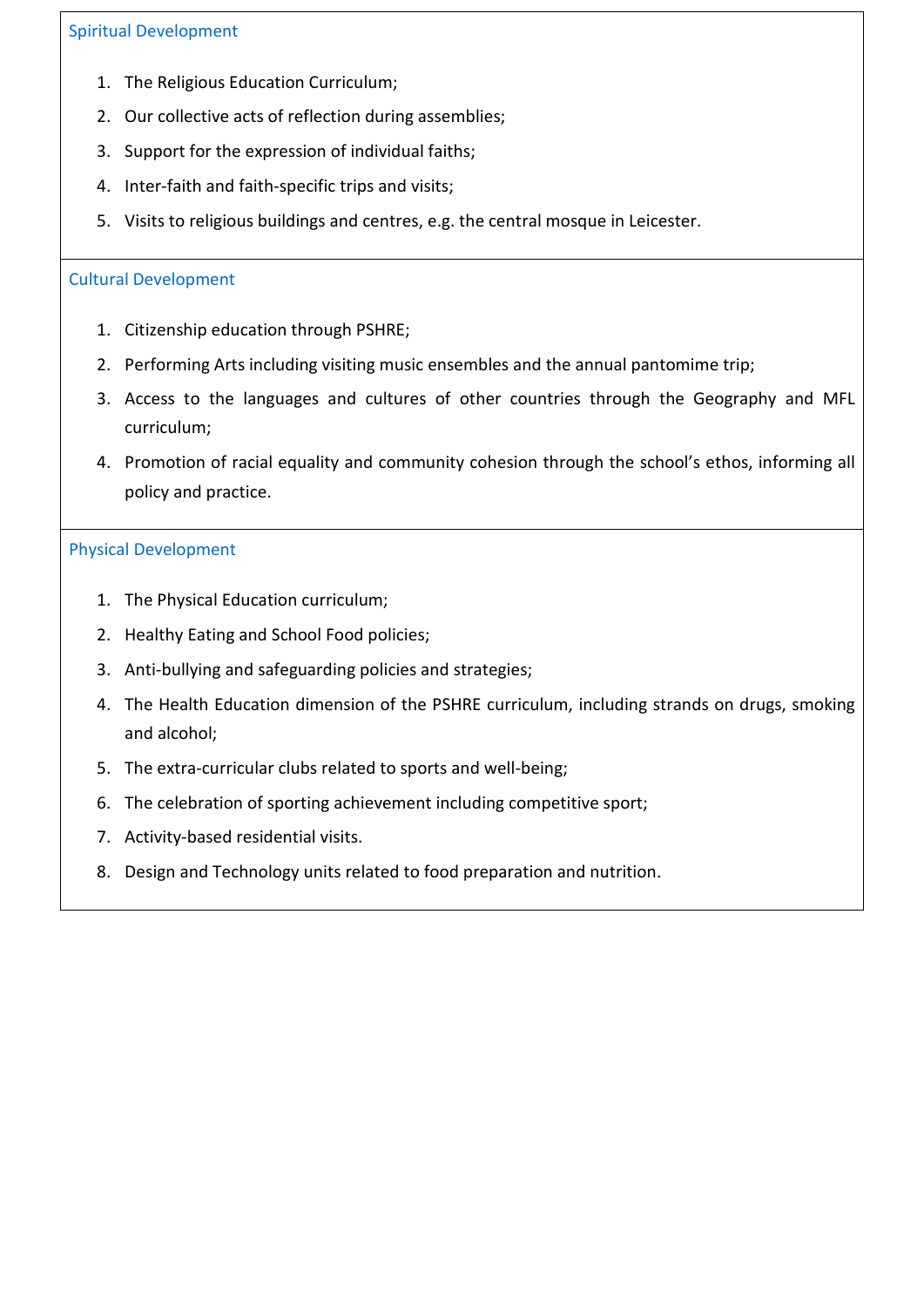### Spiritual Development

1. The Religious Education Curriculum;
2. Our collective acts of reflection during assemblies;
3. Support for the expression of individual faiths;
4. Inter-faith and faith-specific trips and visits;
5. Visits to religious buildings and centres, e.g. the central mosque in Leicester.

### Cultural Development

1. Citizenship education through PSHRE;
2. Performing Arts including visiting music ensembles and the annual pantomime trip;
3. Access to the languages and cultures of other countries through the Geography and MFL curriculum;
4. Promotion of racial equality and community cohesion through the school's ethos, informing all policy and practice.

### Physical Development

1. The Physical Education curriculum;
2. Healthy Eating and School Food policies;
3. Anti-bullying and safeguarding policies and strategies;
4. The Health Education dimension of the PSHRE curriculum, including strands on drugs, smoking and alcohol;
5. The extra-curricular clubs related to sports and well-being;
6. The celebration of sporting achievement including competitive sport;
7. Activity-based residential visits.
8. Design and Technology units related to food preparation and nutrition.